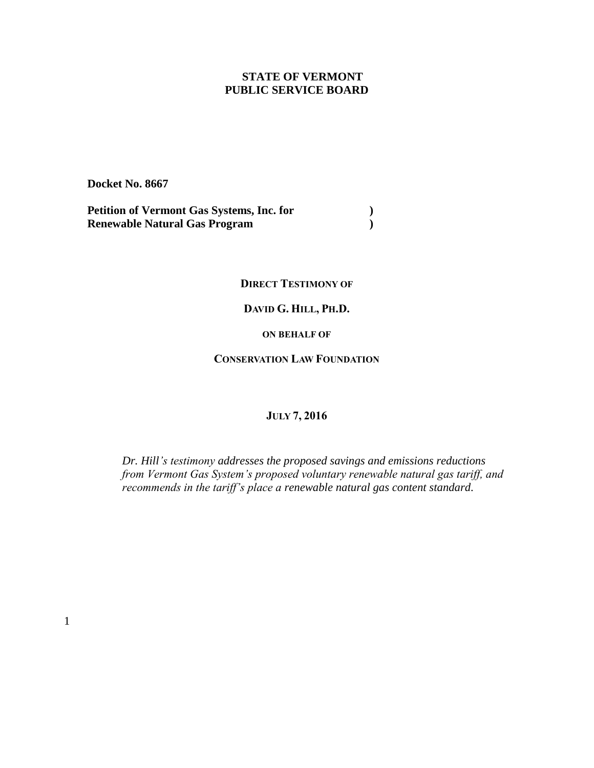**STATE OF VERMONT**
**PUBLIC SERVICE BOARD**

**Docket No. 8667**

**Petition of Vermont Gas Systems, Inc. for** )
**Renewable Natural Gas Program** )

**DIRECT TESTIMONY OF**

**DAVID G. HILL, PH.D.**

**ON BEHALF OF**

**CONSERVATION LAW FOUNDATION**

**JULY 7, 2016**

*Dr. Hill's testimony addresses the proposed savings and emissions reductions from Vermont Gas System's proposed voluntary renewable natural gas tariff, and recommends in the tariff's place a renewable natural gas content standard.*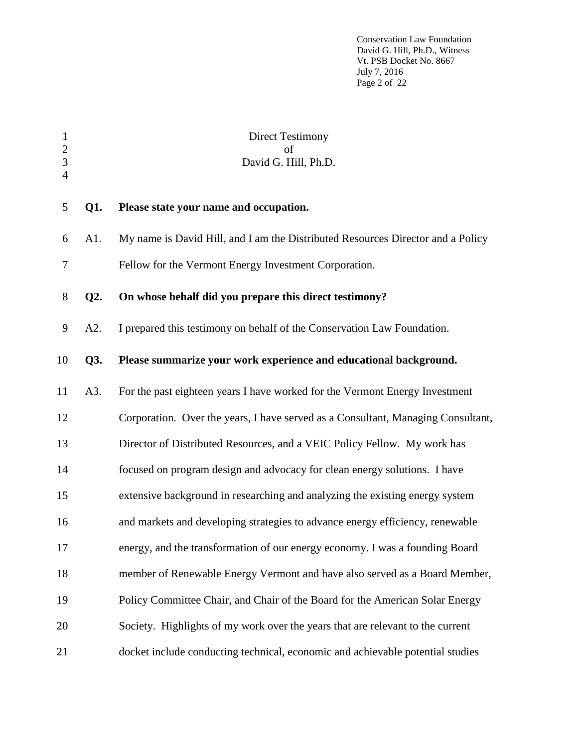Direct Testimony
of
David G. Hill, Ph.D.

**Q1. Please state your name and occupation.**

A1. My name is David Hill, and I am the Distributed Resources Director and a Policy Fellow for the Vermont Energy Investment Corporation.

**Q2. On whose behalf did you prepare this direct testimony?**

A2. I prepared this testimony on behalf of the Conservation Law Foundation.

**Q3. Please summarize your work experience and educational background.**

A3. For the past eighteen years I have worked for the Vermont Energy Investment Corporation. Over the years, I have served as a Consultant, Managing Consultant, Director of Distributed Resources, and a VEIC Policy Fellow. My work has focused on program design and advocacy for clean energy solutions. I have extensive background in researching and analyzing the existing energy system and markets and developing strategies to advance energy efficiency, renewable energy, and the transformation of our energy economy. I was a founding Board member of Renewable Energy Vermont and have also served as a Board Member, Policy Committee Chair, and Chair of the Board for the American Solar Energy Society. Highlights of my work over the years that are relevant to the current docket include conducting technical, economic and achievable potential studies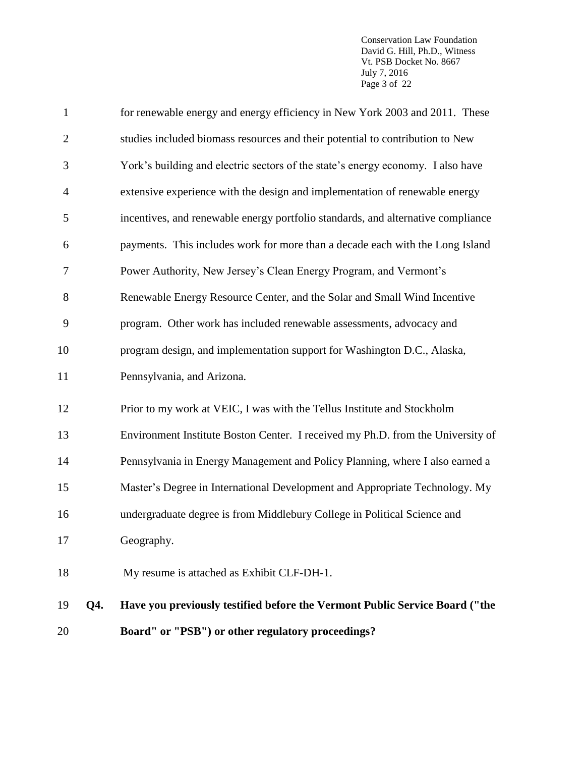for renewable energy and energy efficiency in New York 2003 and 2011. These studies included biomass resources and their potential to contribution to New York's building and electric sectors of the state's energy economy. I also have extensive experience with the design and implementation of renewable energy incentives, and renewable energy portfolio standards, and alternative compliance payments. This includes work for more than a decade each with the Long Island Power Authority, New Jersey's Clean Energy Program, and Vermont's Renewable Energy Resource Center, and the Solar and Small Wind Incentive program. Other work has included renewable assessments, advocacy and program design, and implementation support for Washington D.C., Alaska, Pennsylvania, and Arizona.

Prior to my work at VEIC, I was with the Tellus Institute and Stockholm Environment Institute Boston Center. I received my Ph.D. from the University of Pennsylvania in Energy Management and Policy Planning, where I also earned a Master's Degree in International Development and Appropriate Technology. My undergraduate degree is from Middlebury College in Political Science and Geography.

My resume is attached as Exhibit CLF-DH-1.

**Q4. Have you previously testified before the Vermont Public Service Board ("the Board" or "PSB") or other regulatory proceedings?**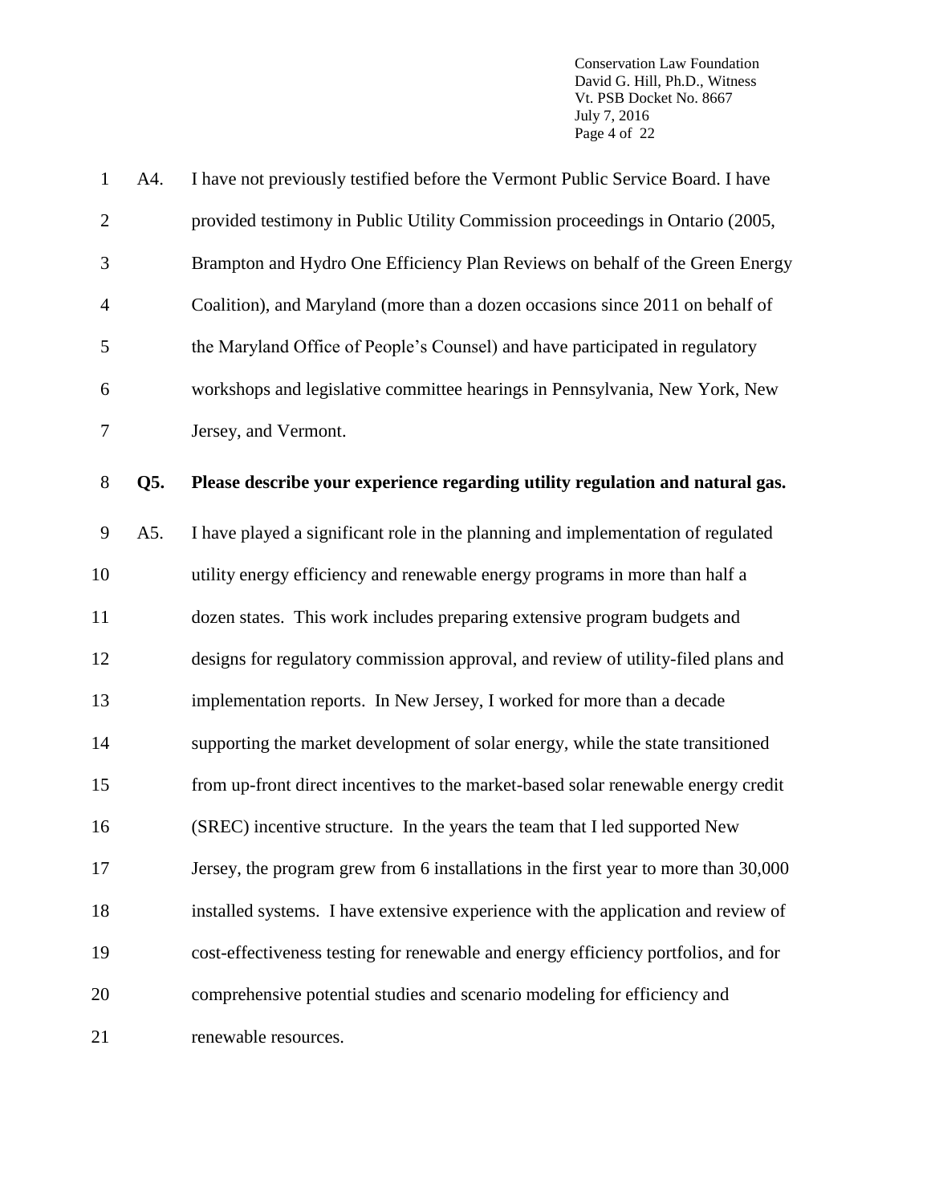A4. I have not previously testified before the Vermont Public Service Board. I have provided testimony in Public Utility Commission proceedings in Ontario (2005, Brampton and Hydro One Efficiency Plan Reviews on behalf of the Green Energy Coalition), and Maryland (more than a dozen occasions since 2011 on behalf of the Maryland Office of People's Counsel) and have participated in regulatory workshops and legislative committee hearings in Pennsylvania, New York, New Jersey, and Vermont.

**Q5. Please describe your experience regarding utility regulation and natural gas.**

A5. I have played a significant role in the planning and implementation of regulated utility energy efficiency and renewable energy programs in more than half a dozen states. This work includes preparing extensive program budgets and designs for regulatory commission approval, and review of utility-filed plans and implementation reports. In New Jersey, I worked for more than a decade supporting the market development of solar energy, while the state transitioned from up-front direct incentives to the market-based solar renewable energy credit (SREC) incentive structure. In the years the team that I led supported New Jersey, the program grew from 6 installations in the first year to more than 30,000 installed systems. I have extensive experience with the application and review of cost-effectiveness testing for renewable and energy efficiency portfolios, and for comprehensive potential studies and scenario modeling for efficiency and renewable resources.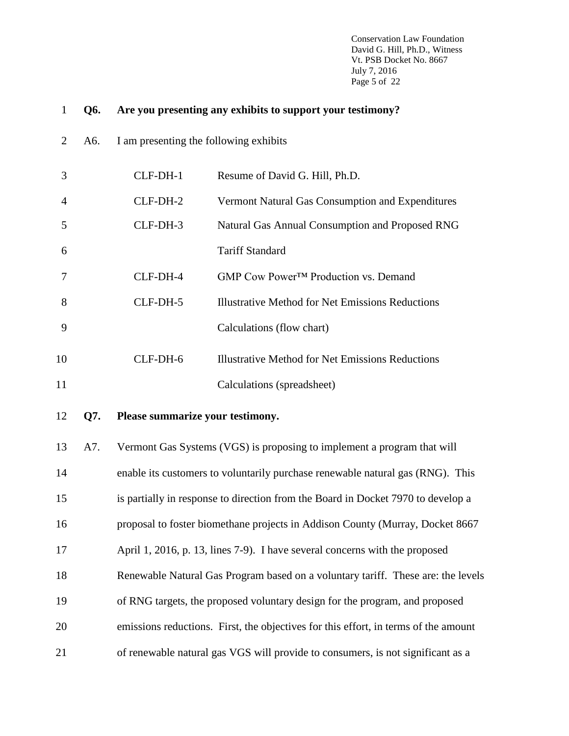**Q6. Are you presenting any exhibits to support your testimony?**

A6. I am presenting the following exhibits

| | |
|---|---|
| CLF-DH-1 | Resume of David G. Hill, Ph.D. |
| CLF-DH-2 | Vermont Natural Gas Consumption and Expenditures |
| CLF-DH-3 | Natural Gas Annual Consumption and Proposed RNG Tariff Standard |
| CLF-DH-4 | GMP Cow Power™ Production vs. Demand |
| CLF-DH-5 | Illustrative Method for Net Emissions Reductions Calculations (flow chart) |
| CLF-DH-6 | Illustrative Method for Net Emissions Reductions Calculations (spreadsheet) |

**Q7. Please summarize your testimony.**

A7. Vermont Gas Systems (VGS) is proposing to implement a program that will enable its customers to voluntarily purchase renewable natural gas (RNG). This is partially in response to direction from the Board in Docket 7970 to develop a proposal to foster biomethane projects in Addison County (Murray, Docket 8667 April 1, 2016, p. 13, lines 7-9). I have several concerns with the proposed Renewable Natural Gas Program based on a voluntary tariff. These are: the levels of RNG targets, the proposed voluntary design for the program, and proposed emissions reductions. First, the objectives for this effort, in terms of the amount of renewable natural gas VGS will provide to consumers, is not significant as a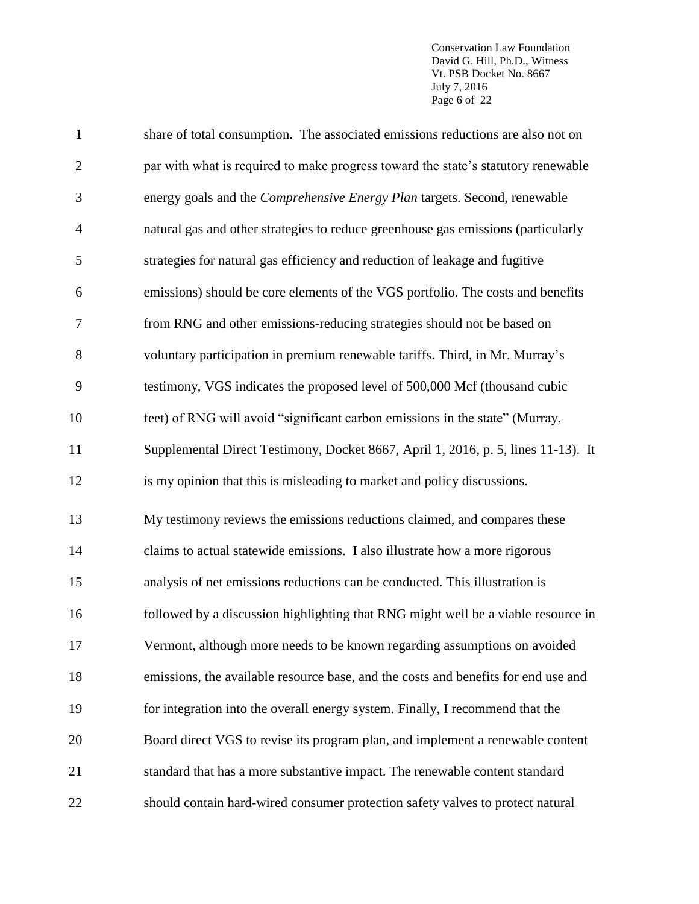share of total consumption. The associated emissions reductions are also not on par with what is required to make progress toward the state's statutory renewable energy goals and the *Comprehensive Energy Plan* targets. Second, renewable natural gas and other strategies to reduce greenhouse gas emissions (particularly strategies for natural gas efficiency and reduction of leakage and fugitive emissions) should be core elements of the VGS portfolio. The costs and benefits from RNG and other emissions-reducing strategies should not be based on voluntary participation in premium renewable tariffs. Third, in Mr. Murray's testimony, VGS indicates the proposed level of 500,000 Mcf (thousand cubic feet) of RNG will avoid "significant carbon emissions in the state" (Murray, Supplemental Direct Testimony, Docket 8667, April 1, 2016, p. 5, lines 11-13). It is my opinion that this is misleading to market and policy discussions.

My testimony reviews the emissions reductions claimed, and compares these claims to actual statewide emissions. I also illustrate how a more rigorous analysis of net emissions reductions can be conducted. This illustration is followed by a discussion highlighting that RNG might well be a viable resource in Vermont, although more needs to be known regarding assumptions on avoided emissions, the available resource base, and the costs and benefits for end use and for integration into the overall energy system. Finally, I recommend that the Board direct VGS to revise its program plan, and implement a renewable content standard that has a more substantive impact. The renewable content standard should contain hard-wired consumer protection safety valves to protect natural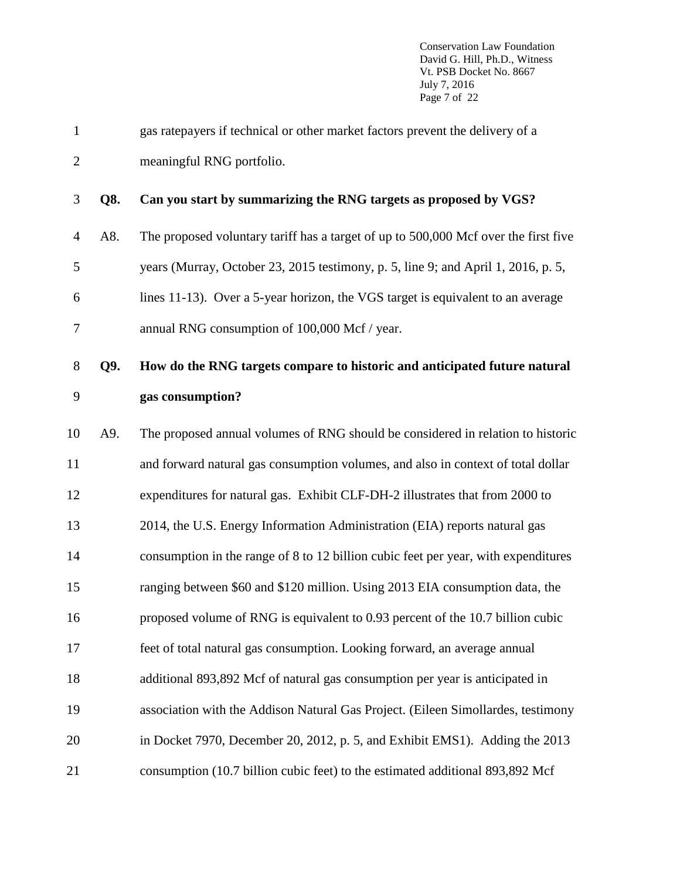gas ratepayers if technical or other market factors prevent the delivery of a meaningful RNG portfolio.

**Q8. Can you start by summarizing the RNG targets as proposed by VGS?**

A8. The proposed voluntary tariff has a target of up to 500,000 Mcf over the first five years (Murray, October 23, 2015 testimony, p. 5, line 9; and April 1, 2016, p. 5, lines 11-13). Over a 5-year horizon, the VGS target is equivalent to an average annual RNG consumption of 100,000 Mcf / year.

**Q9. How do the RNG targets compare to historic and anticipated future natural gas consumption?**

A9. The proposed annual volumes of RNG should be considered in relation to historic and forward natural gas consumption volumes, and also in context of total dollar expenditures for natural gas. Exhibit CLF-DH-2 illustrates that from 2000 to 2014, the U.S. Energy Information Administration (EIA) reports natural gas consumption in the range of 8 to 12 billion cubic feet per year, with expenditures ranging between $60 and $120 million. Using 2013 EIA consumption data, the proposed volume of RNG is equivalent to 0.93 percent of the 10.7 billion cubic feet of total natural gas consumption. Looking forward, an average annual additional 893,892 Mcf of natural gas consumption per year is anticipated in association with the Addison Natural Gas Project. (Eileen Simollardes, testimony in Docket 7970, December 20, 2012, p. 5, and Exhibit EMS1). Adding the 2013 consumption (10.7 billion cubic feet) to the estimated additional 893,892 Mcf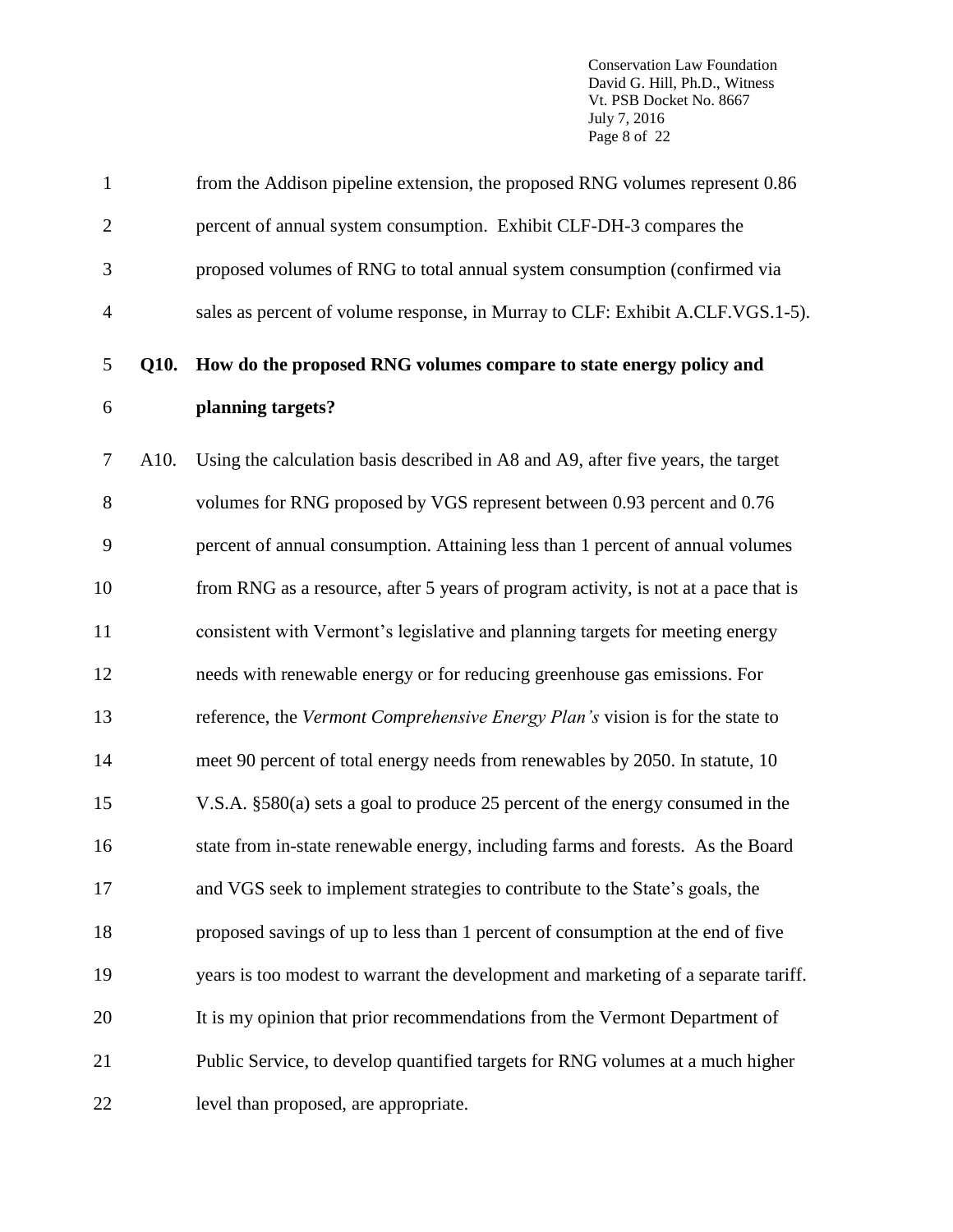from the Addison pipeline extension, the proposed RNG volumes represent 0.86 percent of annual system consumption. Exhibit CLF-DH-3 compares the proposed volumes of RNG to total annual system consumption (confirmed via sales as percent of volume response, in Murray to CLF: Exhibit A.CLF.VGS.1-5).

**Q10. How do the proposed RNG volumes compare to state energy policy and planning targets?**

A10. Using the calculation basis described in A8 and A9, after five years, the target volumes for RNG proposed by VGS represent between 0.93 percent and 0.76 percent of annual consumption. Attaining less than 1 percent of annual volumes from RNG as a resource, after 5 years of program activity, is not at a pace that is consistent with Vermont's legislative and planning targets for meeting energy needs with renewable energy or for reducing greenhouse gas emissions. For reference, the *Vermont Comprehensive Energy Plan's* vision is for the state to meet 90 percent of total energy needs from renewables by 2050. In statute, 10 V.S.A. §580(a) sets a goal to produce 25 percent of the energy consumed in the state from in-state renewable energy, including farms and forests. As the Board and VGS seek to implement strategies to contribute to the State's goals, the proposed savings of up to less than 1 percent of consumption at the end of five years is too modest to warrant the development and marketing of a separate tariff. It is my opinion that prior recommendations from the Vermont Department of Public Service, to develop quantified targets for RNG volumes at a much higher level than proposed, are appropriate.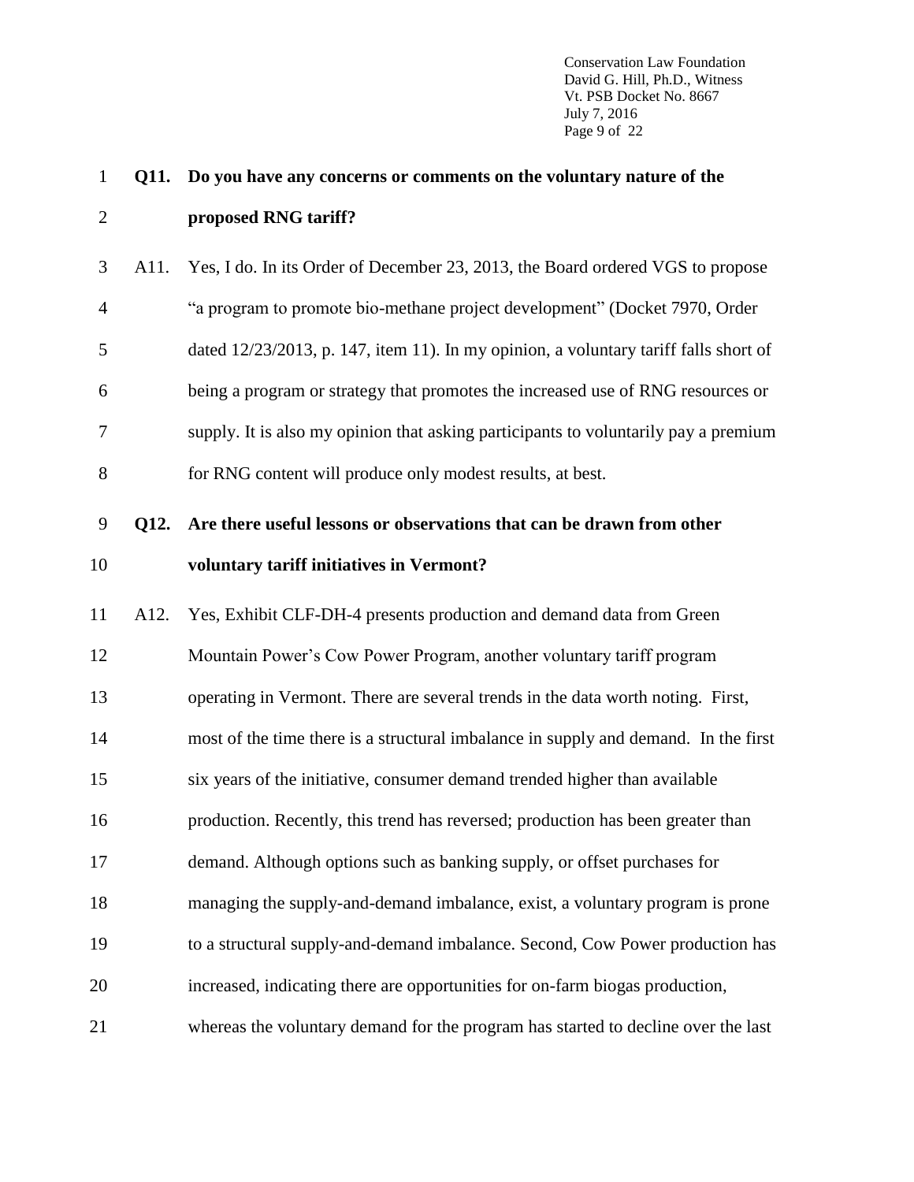**Q11. Do you have any concerns or comments on the voluntary nature of the proposed RNG tariff?**

A11. Yes, I do. In its Order of December 23, 2013, the Board ordered VGS to propose "a program to promote bio-methane project development" (Docket 7970, Order dated 12/23/2013, p. 147, item 11). In my opinion, a voluntary tariff falls short of being a program or strategy that promotes the increased use of RNG resources or supply. It is also my opinion that asking participants to voluntarily pay a premium for RNG content will produce only modest results, at best.

**Q12. Are there useful lessons or observations that can be drawn from other voluntary tariff initiatives in Vermont?**

A12. Yes, Exhibit CLF-DH-4 presents production and demand data from Green Mountain Power's Cow Power Program, another voluntary tariff program operating in Vermont. There are several trends in the data worth noting. First, most of the time there is a structural imbalance in supply and demand. In the first six years of the initiative, consumer demand trended higher than available production. Recently, this trend has reversed; production has been greater than demand. Although options such as banking supply, or offset purchases for managing the supply-and-demand imbalance, exist, a voluntary program is prone to a structural supply-and-demand imbalance. Second, Cow Power production has increased, indicating there are opportunities for on-farm biogas production, whereas the voluntary demand for the program has started to decline over the last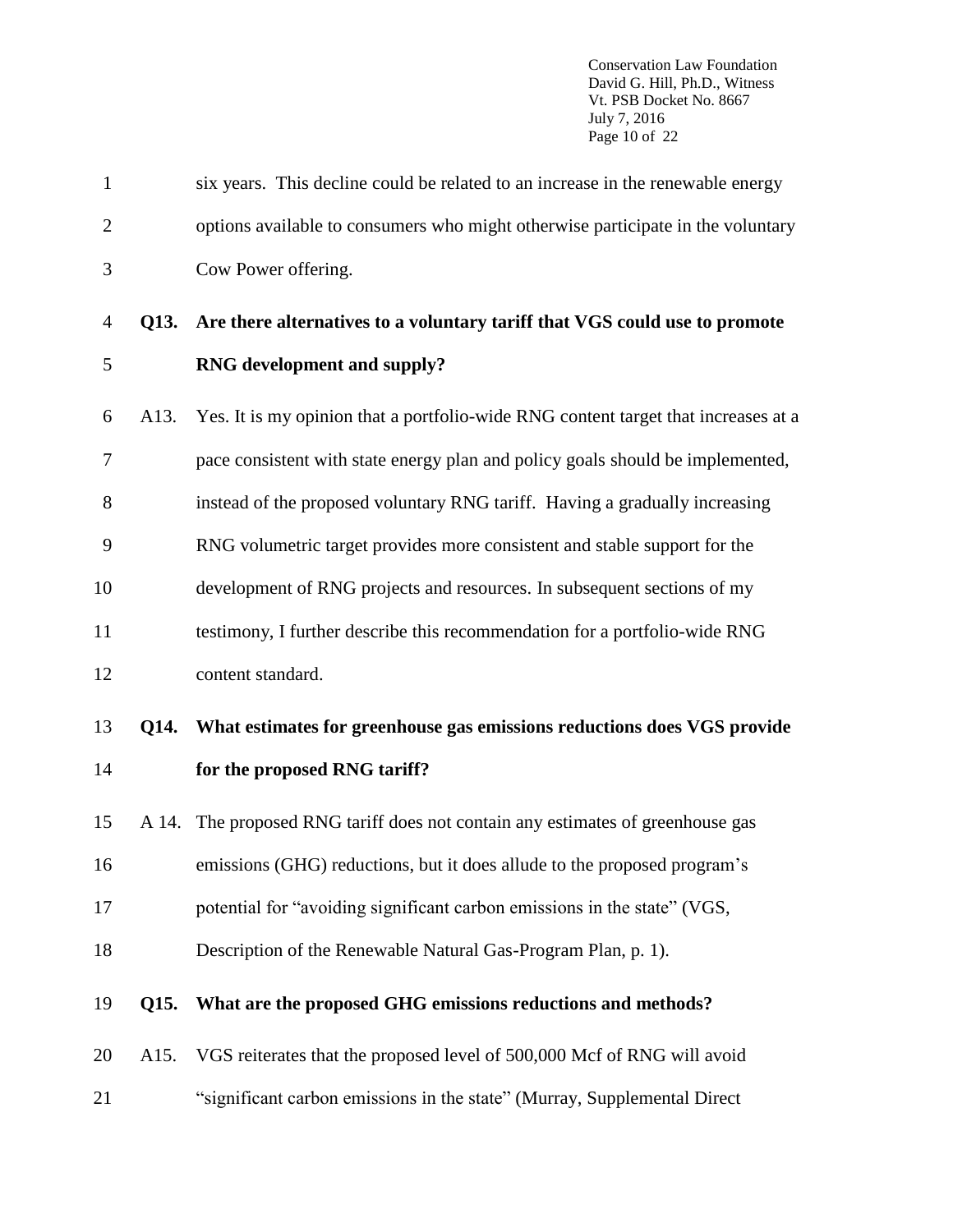six years. This decline could be related to an increase in the renewable energy options available to consumers who might otherwise participate in the voluntary Cow Power offering.

**Q13. Are there alternatives to a voluntary tariff that VGS could use to promote RNG development and supply?**

A13. Yes. It is my opinion that a portfolio-wide RNG content target that increases at a pace consistent with state energy plan and policy goals should be implemented, instead of the proposed voluntary RNG tariff. Having a gradually increasing RNG volumetric target provides more consistent and stable support for the development of RNG projects and resources. In subsequent sections of my testimony, I further describe this recommendation for a portfolio-wide RNG content standard.

**Q14. What estimates for greenhouse gas emissions reductions does VGS provide for the proposed RNG tariff?**

A 14. The proposed RNG tariff does not contain any estimates of greenhouse gas emissions (GHG) reductions, but it does allude to the proposed program's potential for "avoiding significant carbon emissions in the state" (VGS, Description of the Renewable Natural Gas-Program Plan, p. 1).

**Q15. What are the proposed GHG emissions reductions and methods?**

A15. VGS reiterates that the proposed level of 500,000 Mcf of RNG will avoid "significant carbon emissions in the state" (Murray, Supplemental Direct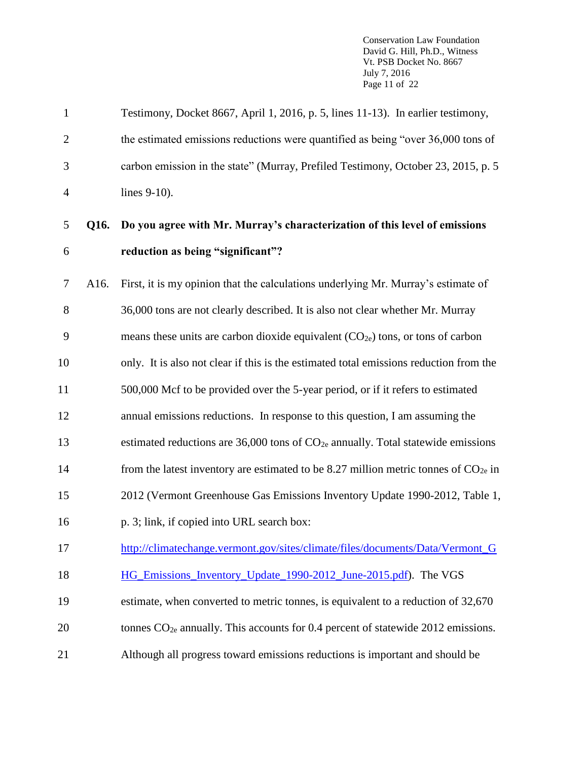Testimony, Docket 8667, April 1, 2016, p. 5, lines 11-13). In earlier testimony, the estimated emissions reductions were quantified as being "over 36,000 tons of carbon emission in the state" (Murray, Prefiled Testimony, October 23, 2015, p. 5 lines 9-10).

**Q16. Do you agree with Mr. Murray's characterization of this level of emissions reduction as being "significant"?**

A16. First, it is my opinion that the calculations underlying Mr. Murray's estimate of 36,000 tons are not clearly described. It is also not clear whether Mr. Murray means these units are carbon dioxide equivalent ($CO_{2e}$) tons, or tons of carbon only. It is also not clear if this is the estimated total emissions reduction from the 500,000 Mcf to be provided over the 5-year period, or if it refers to estimated annual emissions reductions. In response to this question, I am assuming the estimated reductions are 36,000 tons of $CO_{2e}$ annually. Total statewide emissions from the latest inventory are estimated to be 8.27 million metric tonnes of $CO_{2e}$ in 2012 (Vermont Greenhouse Gas Emissions Inventory Update 1990-2012, Table 1, p. 3; link, if copied into URL search box: http://climatechange.vermont.gov/sites/climate/files/documents/Data/Vermont_GHG_Emissions_Inventory_Update_1990-2012_June-2015.pdf). The VGS estimate, when converted to metric tonnes, is equivalent to a reduction of 32,670 tonnes $CO_{2e}$ annually. This accounts for 0.4 percent of statewide 2012 emissions. Although all progress toward emissions reductions is important and should be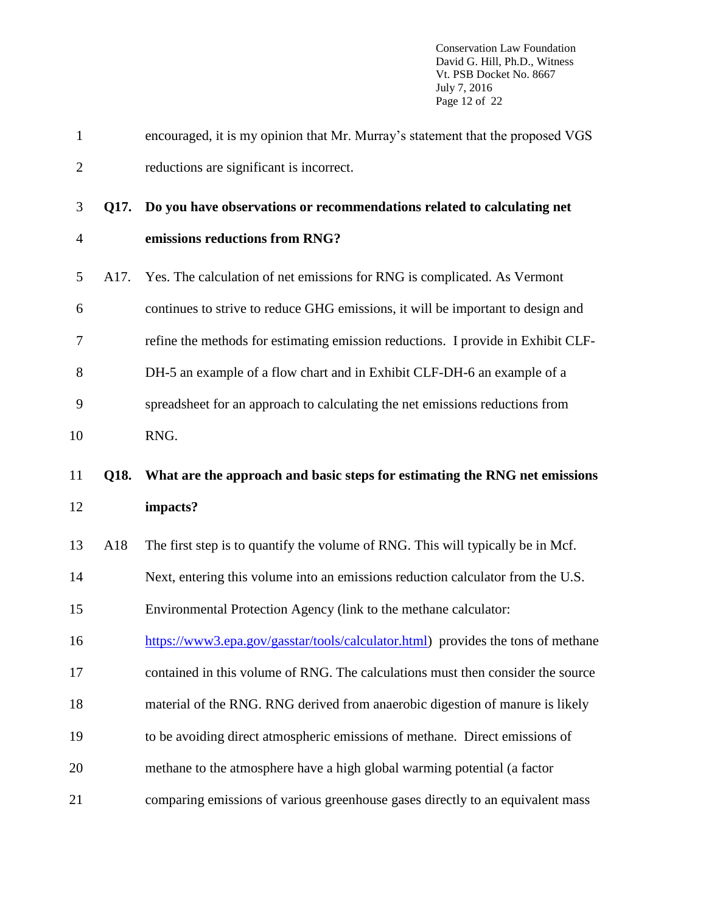encouraged, it is my opinion that Mr. Murray's statement that the proposed VGS reductions are significant is incorrect.

**Q17. Do you have observations or recommendations related to calculating net emissions reductions from RNG?**

A17. Yes. The calculation of net emissions for RNG is complicated. As Vermont continues to strive to reduce GHG emissions, it will be important to design and refine the methods for estimating emission reductions. I provide in Exhibit CLF-DH-5 an example of a flow chart and in Exhibit CLF-DH-6 an example of a spreadsheet for an approach to calculating the net emissions reductions from RNG.

**Q18. What are the approach and basic steps for estimating the RNG net emissions impacts?**

A18 The first step is to quantify the volume of RNG. This will typically be in Mcf. Next, entering this volume into an emissions reduction calculator from the U.S. Environmental Protection Agency (link to the methane calculator: [https://www3.epa.gov/gasstar/tools/calculator.html](https://www3.epa.gov/gasstar/tools/calculator.html)) provides the tons of methane contained in this volume of RNG. The calculations must then consider the source material of the RNG. RNG derived from anaerobic digestion of manure is likely to be avoiding direct atmospheric emissions of methane. Direct emissions of methane to the atmosphere have a high global warming potential (a factor comparing emissions of various greenhouse gases directly to an equivalent mass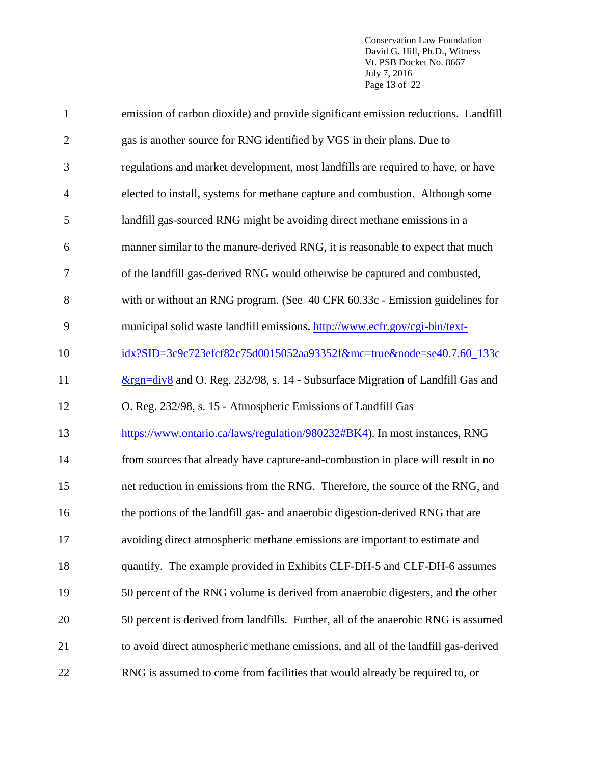emission of carbon dioxide) and provide significant emission reductions. Landfill gas is another source for RNG identified by VGS in their plans. Due to regulations and market development, most landfills are required to have, or have elected to install, systems for methane capture and combustion. Although some landfill gas-sourced RNG might be avoiding direct methane emissions in a manner similar to the manure-derived RNG, it is reasonable to expect that much of the landfill gas-derived RNG would otherwise be captured and combusted, with or without an RNG program. (See 40 CFR 60.33c - Emission guidelines for municipal solid waste landfill emissions**.** [http://www.ecfr.gov/cgi-bin/text-idx?SID=3c9c723efcf82c75d0015052aa93352f&mc=true&node=se40.7.60_133c&rgn=div8](http://www.ecfr.gov/cgi-bin/text-idx?SID=3c9c723efcf82c75d0015052aa93352f&mc=true&node=se40.7.60_133c&rgn=div8) and O. Reg. 232/98, s. 14 - Subsurface Migration of Landfill Gas and O. Reg. 232/98, s. 15 - Atmospheric Emissions of Landfill Gas [https://www.ontario.ca/laws/regulation/980232#BK4](https://www.ontario.ca/laws/regulation/980232#BK4)). In most instances, RNG from sources that already have capture-and-combustion in place will result in no net reduction in emissions from the RNG. Therefore, the source of the RNG, and the portions of the landfill gas- and anaerobic digestion-derived RNG that are avoiding direct atmospheric methane emissions are important to estimate and quantify. The example provided in Exhibits CLF-DH-5 and CLF-DH-6 assumes 50 percent of the RNG volume is derived from anaerobic digesters, and the other 50 percent is derived from landfills. Further, all of the anaerobic RNG is assumed to avoid direct atmospheric methane emissions, and all of the landfill gas-derived RNG is assumed to come from facilities that would already be required to, or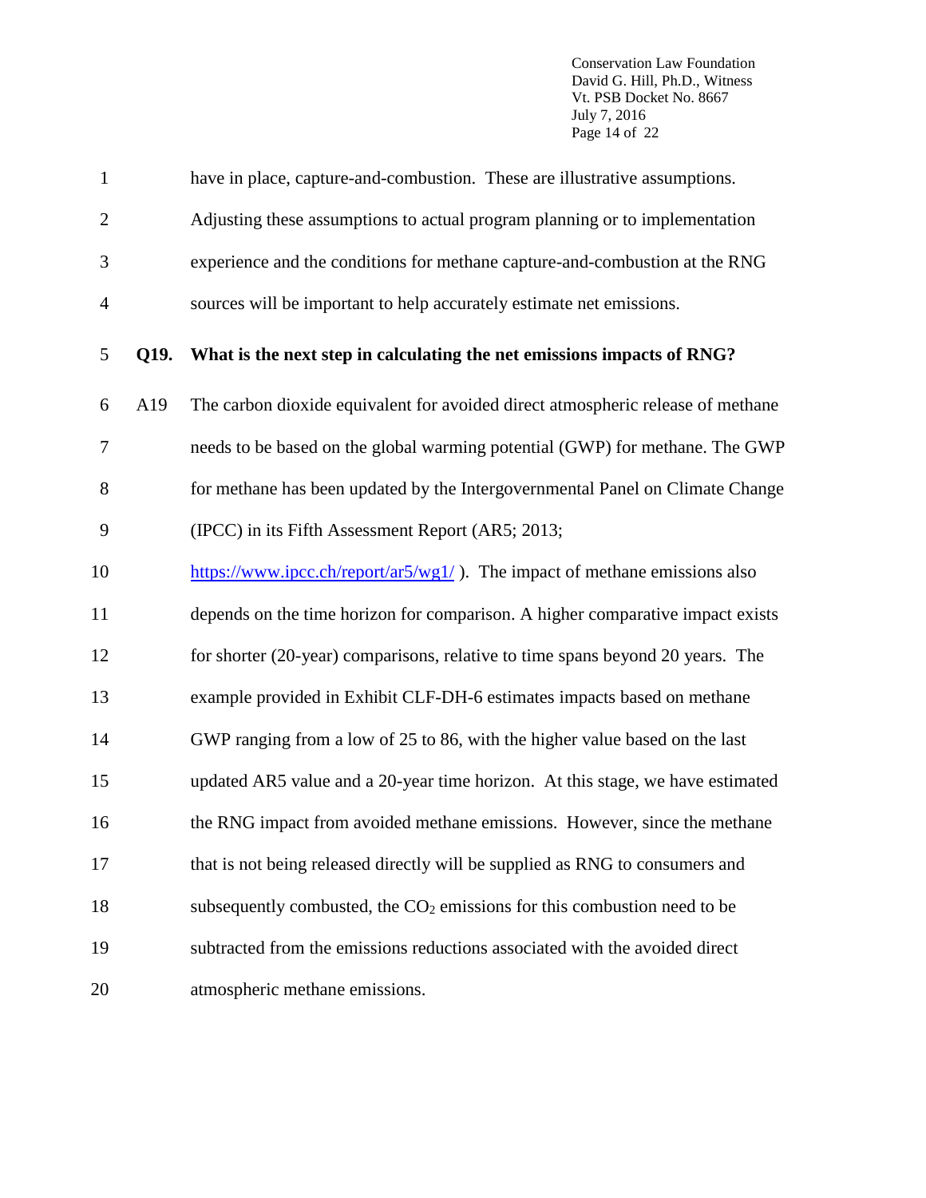have in place, capture-and-combustion. These are illustrative assumptions. Adjusting these assumptions to actual program planning or to implementation experience and the conditions for methane capture-and-combustion at the RNG sources will be important to help accurately estimate net emissions.

**Q19. What is the next step in calculating the net emissions impacts of RNG?**

A19 The carbon dioxide equivalent for avoided direct atmospheric release of methane needs to be based on the global warming potential (GWP) for methane. The GWP for methane has been updated by the Intergovernmental Panel on Climate Change (IPCC) in its Fifth Assessment Report (AR5; 2013; [https://www.ipcc.ch/report/ar5/wg1/](https://www.ipcc.ch/report/ar5/wg1/) ). The impact of methane emissions also depends on the time horizon for comparison. A higher comparative impact exists for shorter (20-year) comparisons, relative to time spans beyond 20 years. The example provided in Exhibit CLF-DH-6 estimates impacts based on methane GWP ranging from a low of 25 to 86, with the higher value based on the last updated AR5 value and a 20-year time horizon. At this stage, we have estimated the RNG impact from avoided methane emissions. However, since the methane that is not being released directly will be supplied as RNG to consumers and subsequently combusted, the $CO_2$ emissions for this combustion need to be subtracted from the emissions reductions associated with the avoided direct atmospheric methane emissions.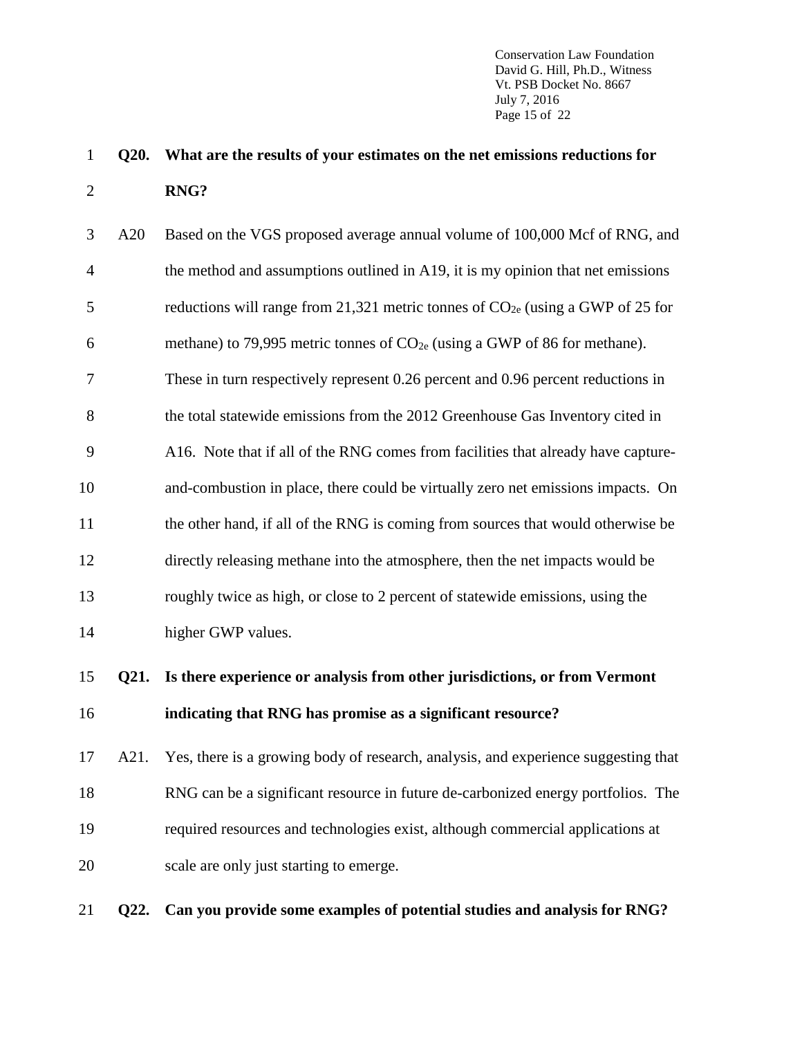**Q20. What are the results of your estimates on the net emissions reductions for RNG?**

A20 Based on the VGS proposed average annual volume of 100,000 Mcf of RNG, and the method and assumptions outlined in A19, it is my opinion that net emissions reductions will range from 21,321 metric tonnes of $CO_{2e}$ (using a GWP of 25 for methane) to 79,995 metric tonnes of $CO_{2e}$ (using a GWP of 86 for methane). These in turn respectively represent 0.26 percent and 0.96 percent reductions in the total statewide emissions from the 2012 Greenhouse Gas Inventory cited in A16. Note that if all of the RNG comes from facilities that already have capture-and-combustion in place, there could be virtually zero net emissions impacts. On the other hand, if all of the RNG is coming from sources that would otherwise be directly releasing methane into the atmosphere, then the net impacts would be roughly twice as high, or close to 2 percent of statewide emissions, using the higher GWP values.

**Q21. Is there experience or analysis from other jurisdictions, or from Vermont indicating that RNG has promise as a significant resource?**

A21. Yes, there is a growing body of research, analysis, and experience suggesting that RNG can be a significant resource in future de-carbonized energy portfolios. The required resources and technologies exist, although commercial applications at scale are only just starting to emerge.

**Q22. Can you provide some examples of potential studies and analysis for RNG?**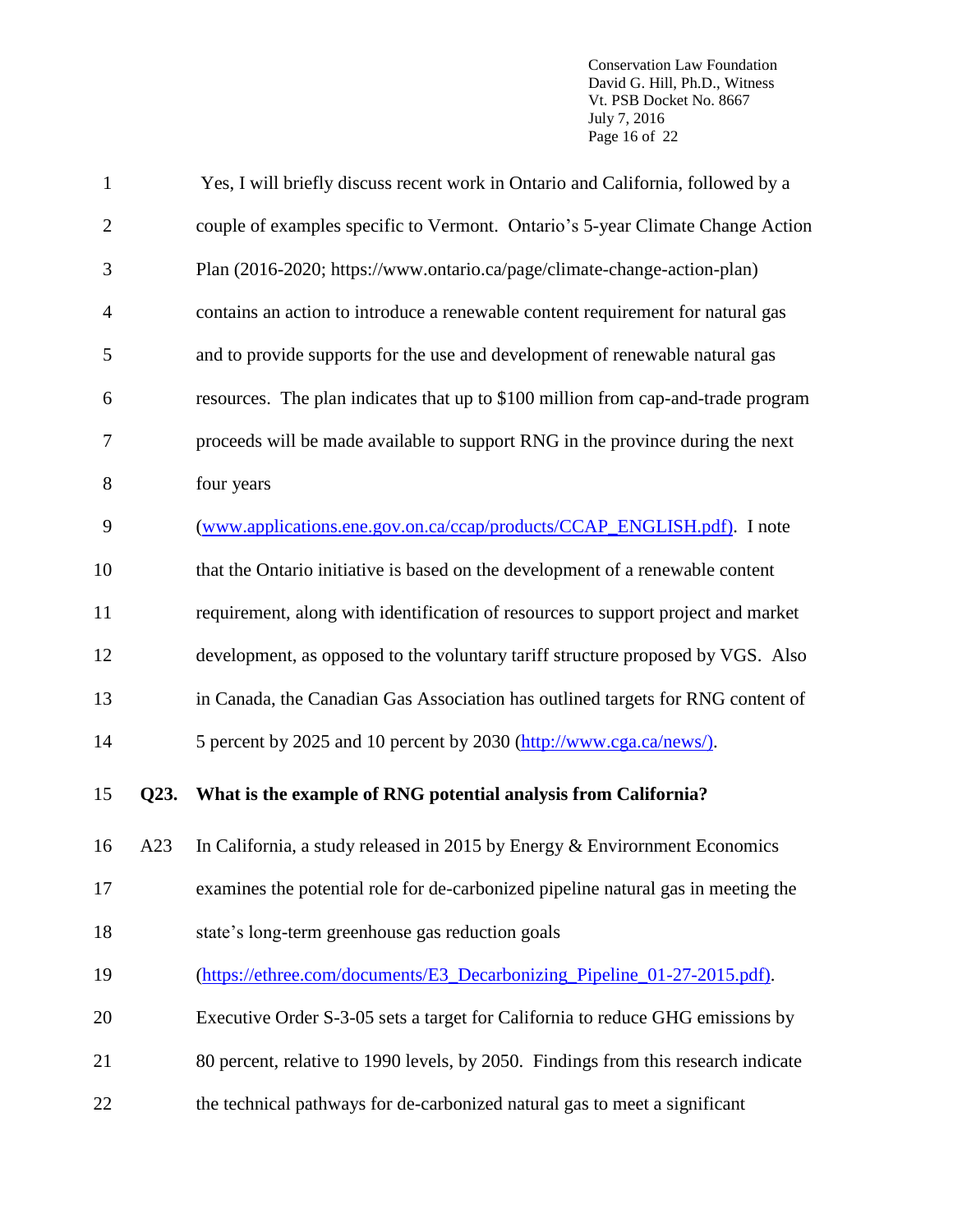Yes, I will briefly discuss recent work in Ontario and California, followed by a couple of examples specific to Vermont. Ontario's 5-year Climate Change Action Plan (2016-2020; https://www.ontario.ca/page/climate-change-action-plan) contains an action to introduce a renewable content requirement for natural gas and to provide supports for the use and development of renewable natural gas resources. The plan indicates that up to $100 million from cap-and-trade program proceeds will be made available to support RNG in the province during the next four years (www.applications.ene.gov.on.ca/ccap/products/CCAP_ENGLISH.pdf). I note that the Ontario initiative is based on the development of a renewable content requirement, along with identification of resources to support project and market development, as opposed to the voluntary tariff structure proposed by VGS. Also in Canada, the Canadian Gas Association has outlined targets for RNG content of 5 percent by 2025 and 10 percent by 2030 (http://www.cga.ca/news/).

**Q23. What is the example of RNG potential analysis from California?**

A23 In California, a study released in 2015 by Energy & Environment Economics examines the potential role for de-carbonized pipeline natural gas in meeting the state's long-term greenhouse gas reduction goals (https://ethree.com/documents/E3_Decarbonizing_Pipeline_01-27-2015.pdf). Executive Order S-3-05 sets a target for California to reduce GHG emissions by 80 percent, relative to 1990 levels, by 2050. Findings from this research indicate the technical pathways for de-carbonized natural gas to meet a significant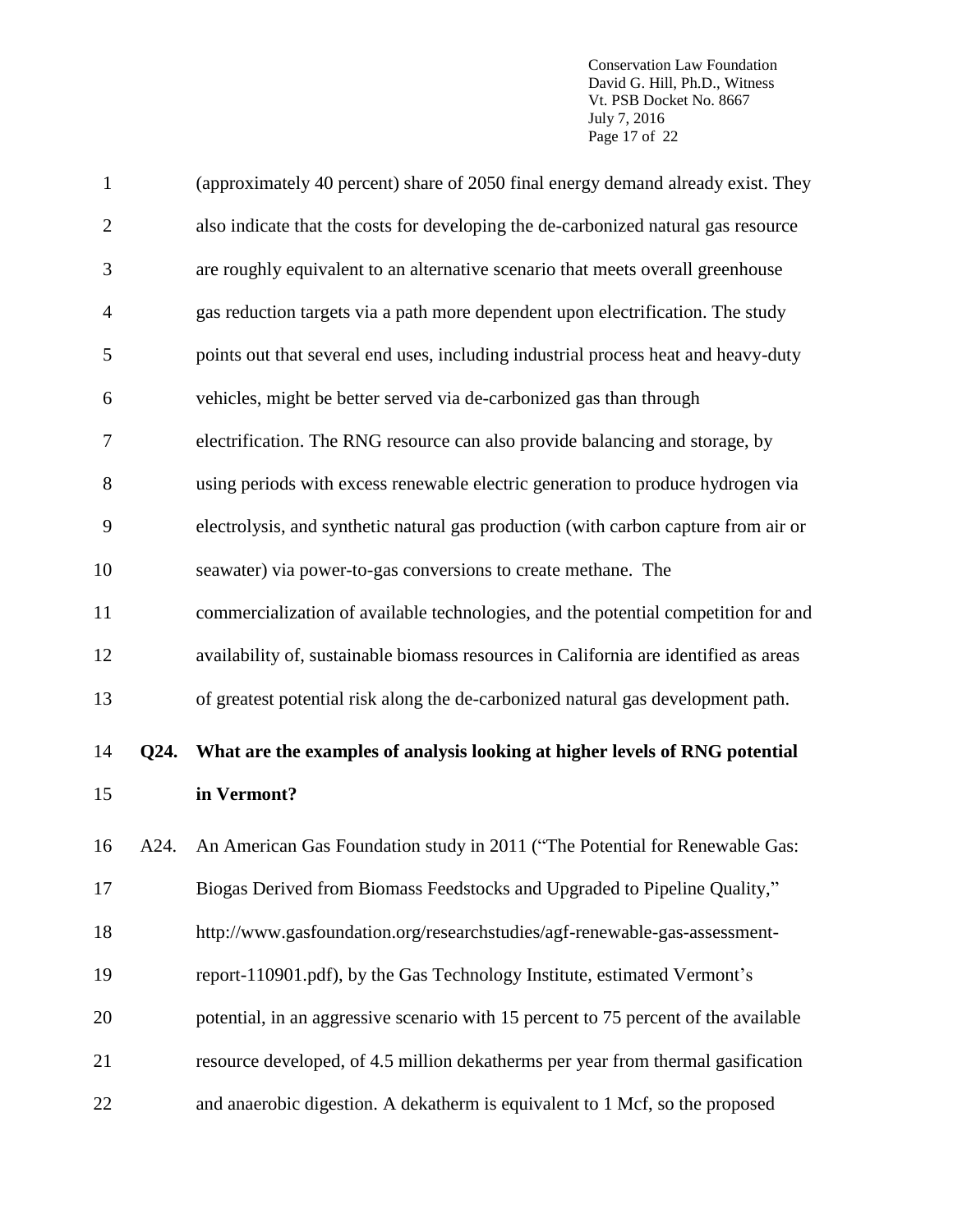(approximately 40 percent) share of 2050 final energy demand already exist. They also indicate that the costs for developing the de-carbonized natural gas resource are roughly equivalent to an alternative scenario that meets overall greenhouse gas reduction targets via a path more dependent upon electrification. The study points out that several end uses, including industrial process heat and heavy-duty vehicles, might be better served via de-carbonized gas than through electrification. The RNG resource can also provide balancing and storage, by using periods with excess renewable electric generation to produce hydrogen via electrolysis, and synthetic natural gas production (with carbon capture from air or seawater) via power-to-gas conversions to create methane. The commercialization of available technologies, and the potential competition for and availability of, sustainable biomass resources in California are identified as areas of greatest potential risk along the de-carbonized natural gas development path.

**Q24. What are the examples of analysis looking at higher levels of RNG potential in Vermont?**

A24. An American Gas Foundation study in 2011 ("The Potential for Renewable Gas: Biogas Derived from Biomass Feedstocks and Upgraded to Pipeline Quality," http://www.gasfoundation.org/researchstudies/agf-renewable-gas-assessment-report-110901.pdf), by the Gas Technology Institute, estimated Vermont's potential, in an aggressive scenario with 15 percent to 75 percent of the available resource developed, of 4.5 million dekatherms per year from thermal gasification and anaerobic digestion. A dekatherm is equivalent to 1 Mcf, so the proposed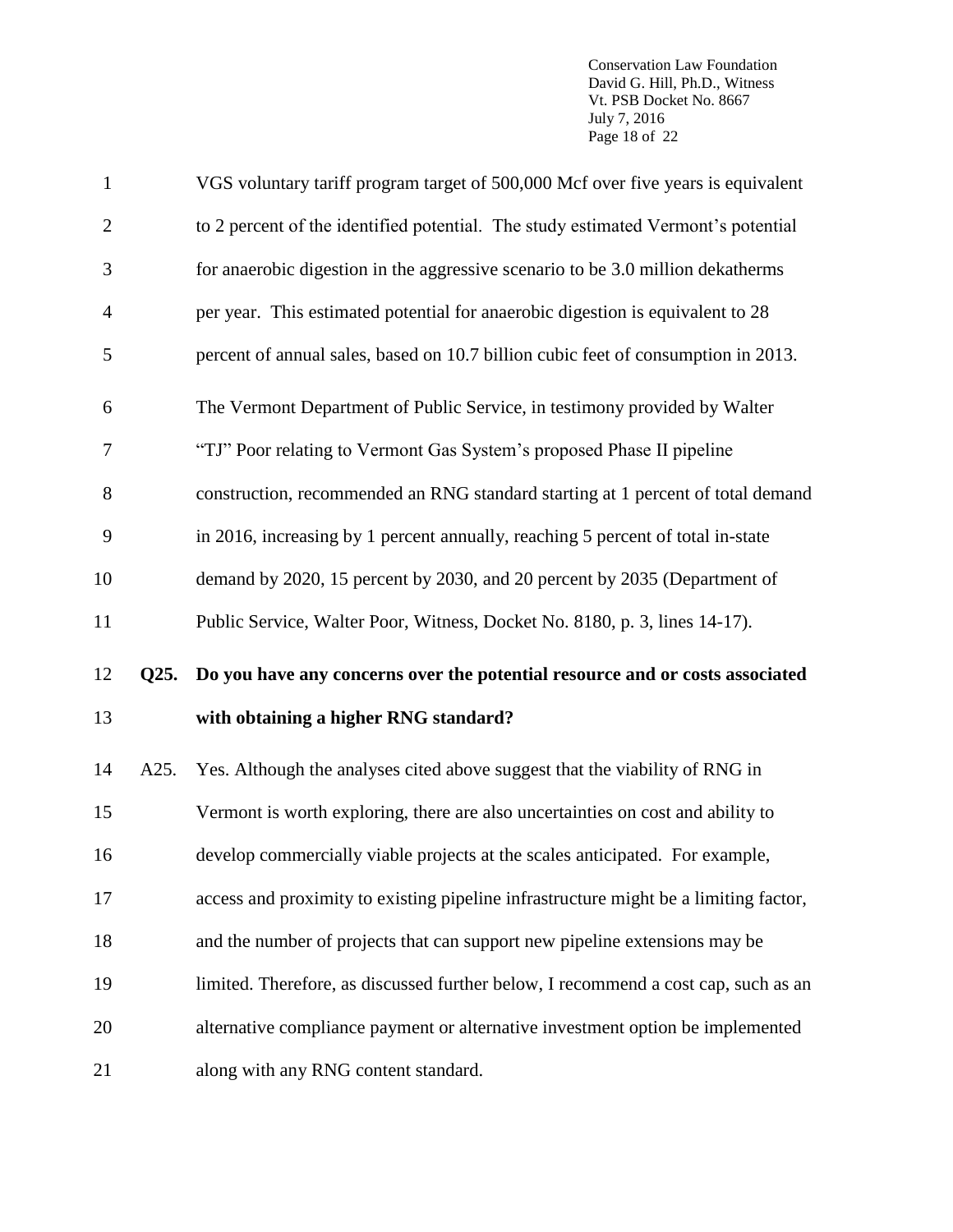VGS voluntary tariff program target of 500,000 Mcf over five years is equivalent to 2 percent of the identified potential. The study estimated Vermont's potential for anaerobic digestion in the aggressive scenario to be 3.0 million dekatherms per year. This estimated potential for anaerobic digestion is equivalent to 28 percent of annual sales, based on 10.7 billion cubic feet of consumption in 2013.

The Vermont Department of Public Service, in testimony provided by Walter "TJ" Poor relating to Vermont Gas System's proposed Phase II pipeline construction, recommended an RNG standard starting at 1 percent of total demand in 2016, increasing by 1 percent annually, reaching 5 percent of total in-state demand by 2020, 15 percent by 2030, and 20 percent by 2035 (Department of Public Service, Walter Poor, Witness, Docket No. 8180, p. 3, lines 14-17).

**Q25. Do you have any concerns over the potential resource and or costs associated with obtaining a higher RNG standard?**

A25. Yes. Although the analyses cited above suggest that the viability of RNG in Vermont is worth exploring, there are also uncertainties on cost and ability to develop commercially viable projects at the scales anticipated. For example, access and proximity to existing pipeline infrastructure might be a limiting factor, and the number of projects that can support new pipeline extensions may be limited. Therefore, as discussed further below, I recommend a cost cap, such as an alternative compliance payment or alternative investment option be implemented along with any RNG content standard.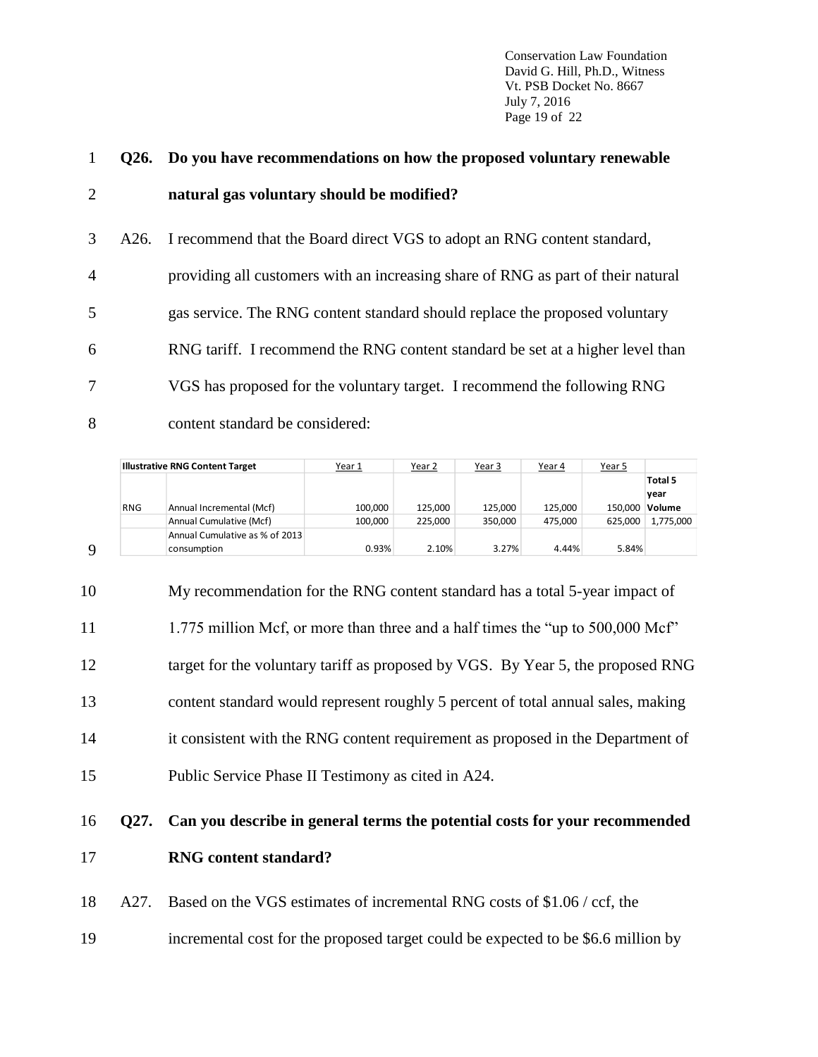**Q26. Do you have recommendations on how the proposed voluntary renewable natural gas voluntary should be modified?**

A26. I recommend that the Board direct VGS to adopt an RNG content standard, providing all customers with an increasing share of RNG as part of their natural gas service. The RNG content standard should replace the proposed voluntary RNG tariff. I recommend the RNG content standard be set at a higher level than VGS has proposed for the voluntary target. I recommend the following RNG content standard be considered:

| **Illustrative RNG Content Target** | | Year 1 | Year 2 | Year 3 | Year 4 | Year 5 | **Total 5 year Volume** |
|---|---|---|---|---|---|---|---|
| RNG | Annual Incremental (Mcf) | 100,000 | 125,000 | 125,000 | 125,000 | 150,000 | |
| | Annual Cumulative (Mcf) | 100,000 | 225,000 | 350,000 | 475,000 | 625,000 | 1,775,000 |
| | Annual Cumulative as % of 2013 consumption | 0.93% | 2.10% | 3.27% | 4.44% | 5.84% | |

My recommendation for the RNG content standard has a total 5-year impact of 1.775 million Mcf, or more than three and a half times the "up to 500,000 Mcf" target for the voluntary tariff as proposed by VGS. By Year 5, the proposed RNG content standard would represent roughly 5 percent of total annual sales, making it consistent with the RNG content requirement as proposed in the Department of Public Service Phase II Testimony as cited in A24.

**Q27. Can you describe in general terms the potential costs for your recommended RNG content standard?**

A27. Based on the VGS estimates of incremental RNG costs of $1.06 / ccf, the incremental cost for the proposed target could be expected to be $6.6 million by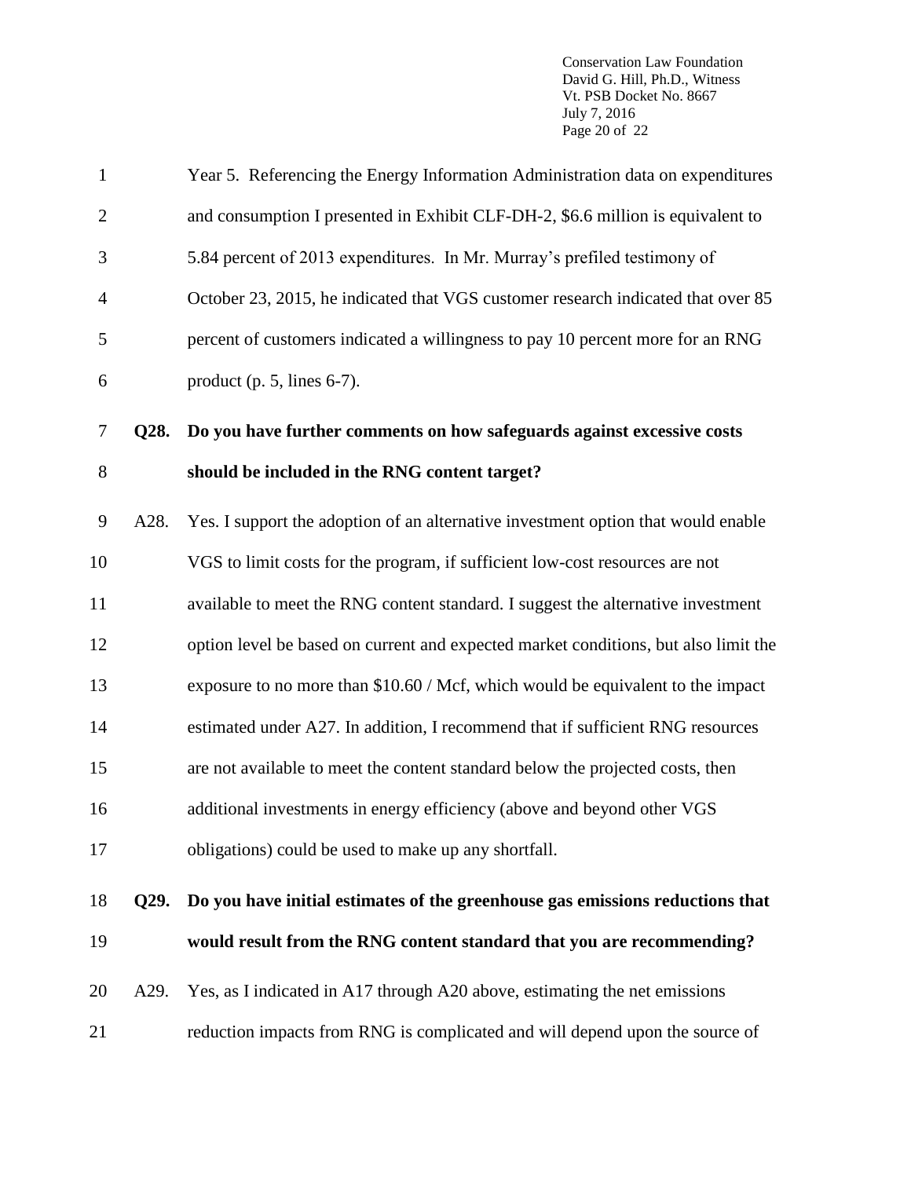Year 5. Referencing the Energy Information Administration data on expenditures and consumption I presented in Exhibit CLF-DH-2, $6.6 million is equivalent to 5.84 percent of 2013 expenditures. In Mr. Murray's prefiled testimony of October 23, 2015, he indicated that VGS customer research indicated that over 85 percent of customers indicated a willingness to pay 10 percent more for an RNG product (p. 5, lines 6-7).

**Q28. Do you have further comments on how safeguards against excessive costs should be included in the RNG content target?**

A28. Yes. I support the adoption of an alternative investment option that would enable VGS to limit costs for the program, if sufficient low-cost resources are not available to meet the RNG content standard. I suggest the alternative investment option level be based on current and expected market conditions, but also limit the exposure to no more than $10.60 / Mcf, which would be equivalent to the impact estimated under A27. In addition, I recommend that if sufficient RNG resources are not available to meet the content standard below the projected costs, then additional investments in energy efficiency (above and beyond other VGS obligations) could be used to make up any shortfall.

**Q29. Do you have initial estimates of the greenhouse gas emissions reductions that would result from the RNG content standard that you are recommending?**

A29. Yes, as I indicated in A17 through A20 above, estimating the net emissions reduction impacts from RNG is complicated and will depend upon the source of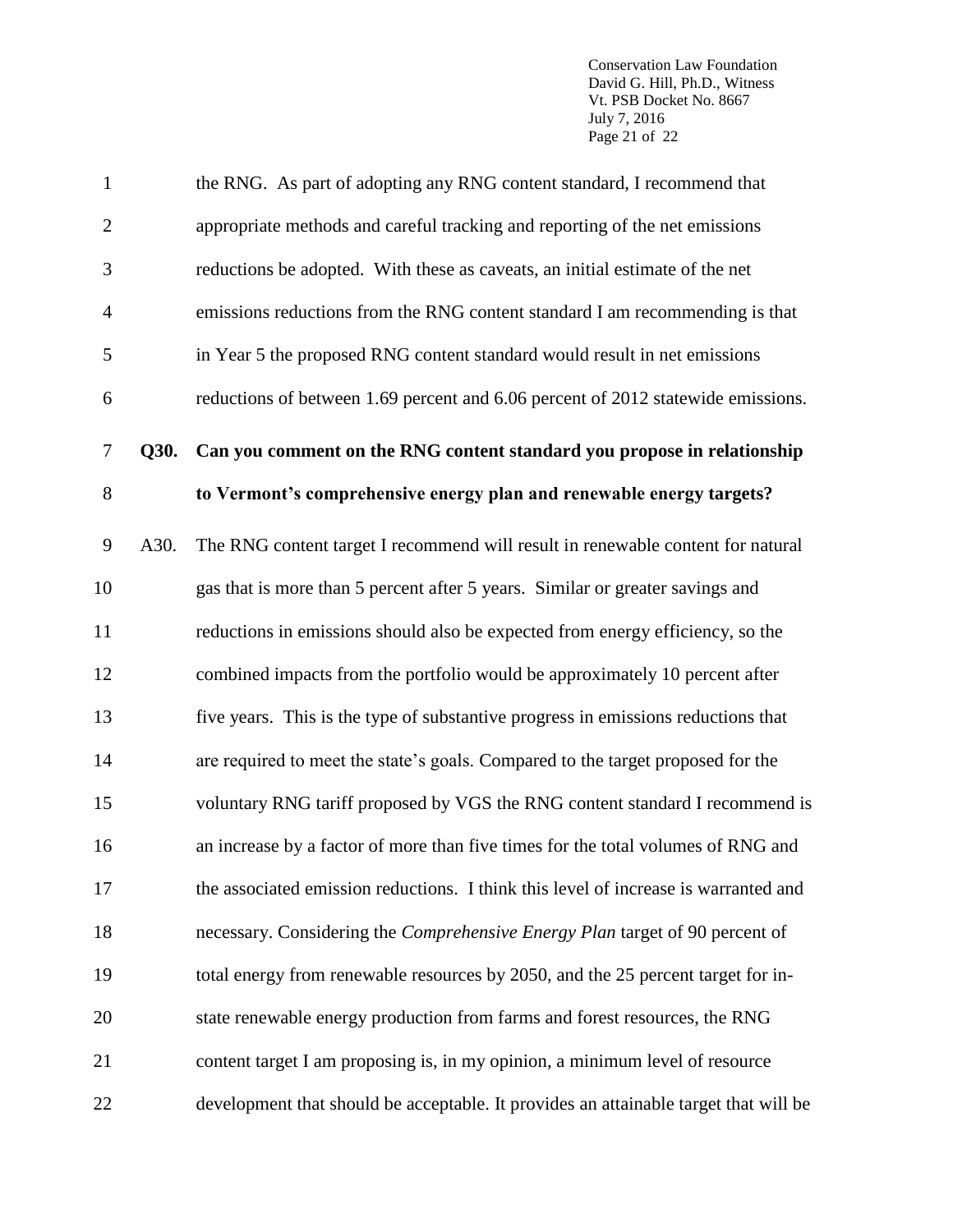the RNG. As part of adopting any RNG content standard, I recommend that appropriate methods and careful tracking and reporting of the net emissions reductions be adopted. With these as caveats, an initial estimate of the net emissions reductions from the RNG content standard I am recommending is that in Year 5 the proposed RNG content standard would result in net emissions reductions of between 1.69 percent and 6.06 percent of 2012 statewide emissions.

**Q30. Can you comment on the RNG content standard you propose in relationship to Vermont's comprehensive energy plan and renewable energy targets?**

A30. The RNG content target I recommend will result in renewable content for natural gas that is more than 5 percent after 5 years. Similar or greater savings and reductions in emissions should also be expected from energy efficiency, so the combined impacts from the portfolio would be approximately 10 percent after five years. This is the type of substantive progress in emissions reductions that are required to meet the state's goals. Compared to the target proposed for the voluntary RNG tariff proposed by VGS the RNG content standard I recommend is an increase by a factor of more than five times for the total volumes of RNG and the associated emission reductions. I think this level of increase is warranted and necessary. Considering the *Comprehensive Energy Plan* target of 90 percent of total energy from renewable resources by 2050, and the 25 percent target for in-state renewable energy production from farms and forest resources, the RNG content target I am proposing is, in my opinion, a minimum level of resource development that should be acceptable. It provides an attainable target that will be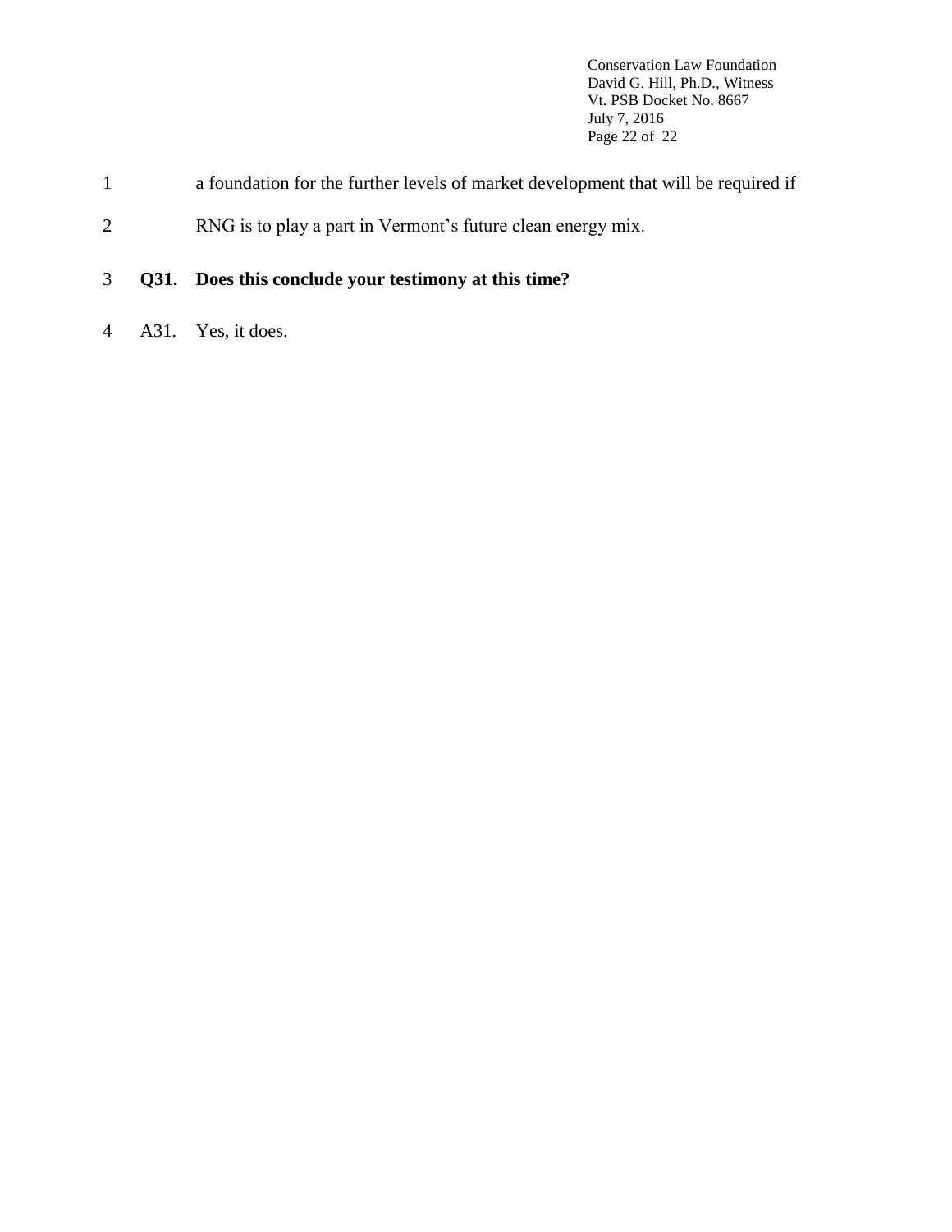a foundation for the further levels of market development that will be required if RNG is to play a part in Vermont's future clean energy mix.

**Q31. Does this conclude your testimony at this time?**

A31. Yes, it does.